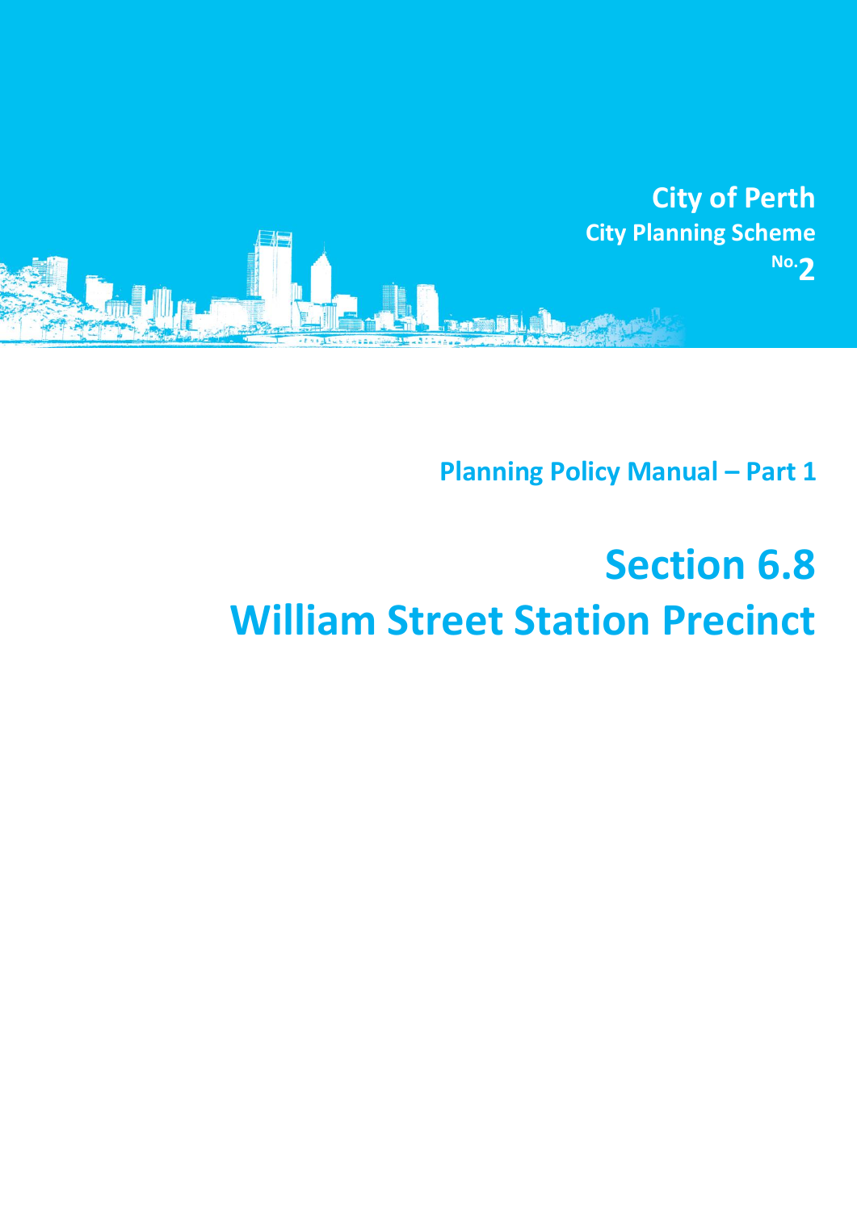City of Perth

City Planning Scheme No. 2

Planning Policy Manual – Part 1

# Section 6.8

# William Street Station Precinct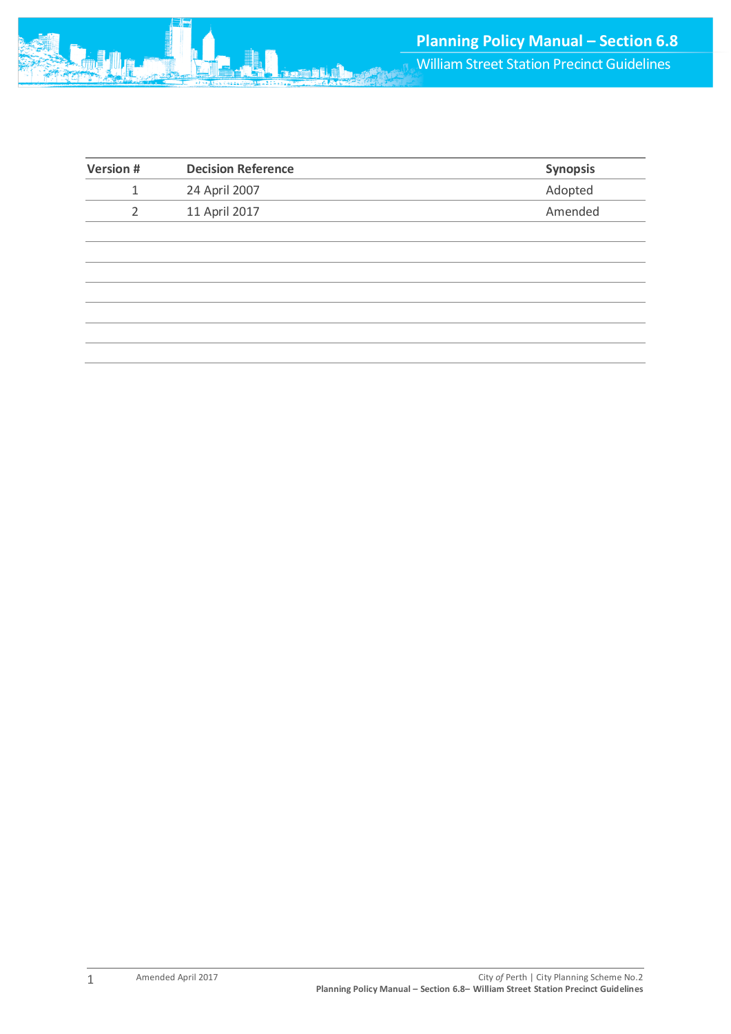| Version # | Decision Reference | Synopsis |
|---|---|---|
| 1 | 24 April 2007 | Adopted |
| 2 | 11 April 2017 | Amended |
| | | |
| | | |
| | | |
| | | |
| | | |
| | | |
| | | |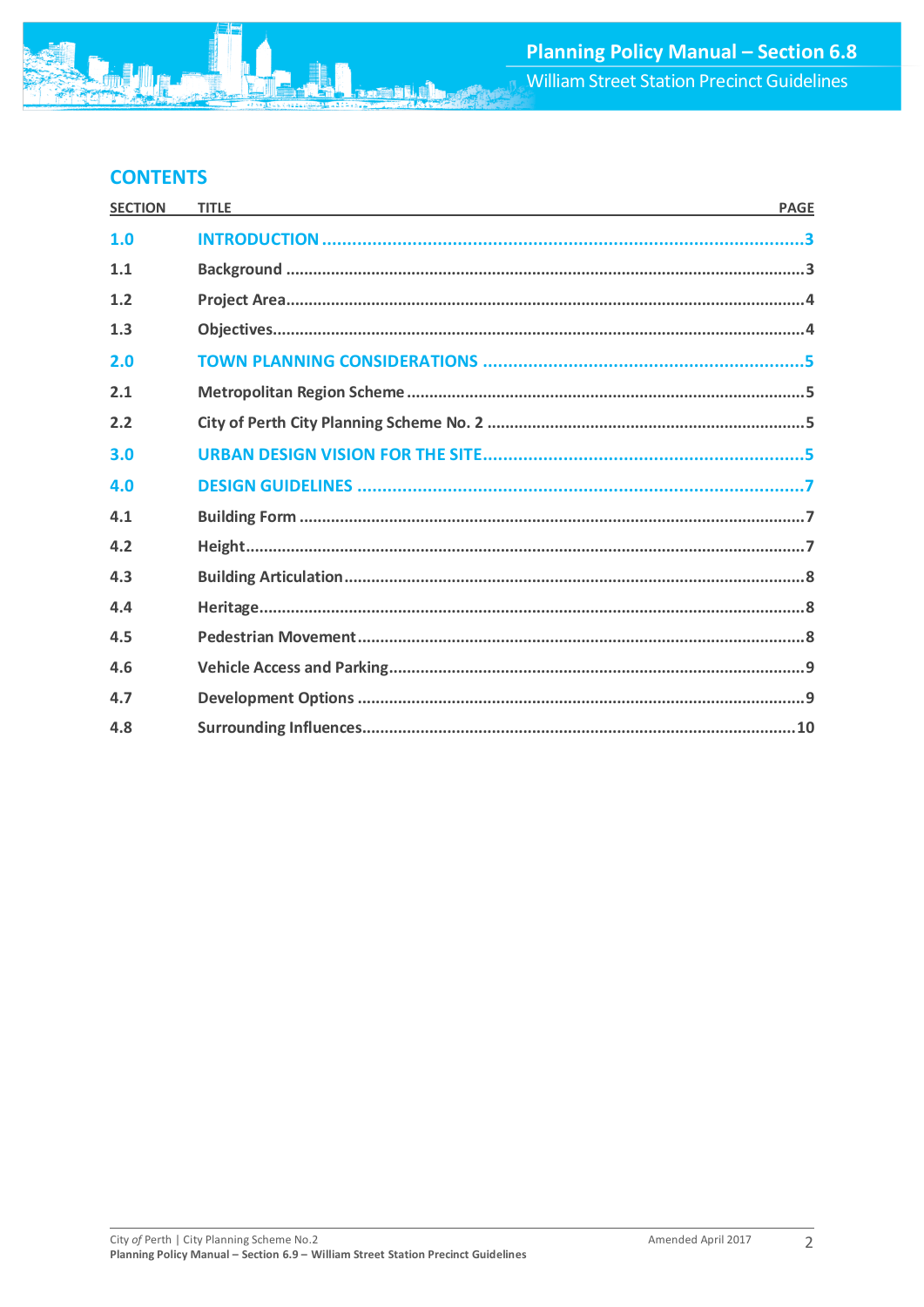## CONTENTS

| SECTION | TITLE | PAGE |
|---|---|---|
| **1.0** | **INTRODUCTION** | **3** |
| 1.1 | Background | 3 |
| 1.2 | Project Area | 4 |
| 1.3 | Objectives | 4 |
| **2.0** | **TOWN PLANNING CONSIDERATIONS** | **5** |
| 2.1 | Metropolitan Region Scheme | 5 |
| 2.2 | City of Perth City Planning Scheme No. 2 | 5 |
| **3.0** | **URBAN DESIGN VISION FOR THE SITE** | **5** |
| **4.0** | **DESIGN GUIDELINES** | **7** |
| 4.1 | Building Form | 7 |
| 4.2 | Height | 7 |
| 4.3 | Building Articulation | 8 |
| 4.4 | Heritage | 8 |
| 4.5 | Pedestrian Movement | 8 |
| 4.6 | Vehicle Access and Parking | 9 |
| 4.7 | Development Options | 9 |
| 4.8 | Surrounding Influences | 10 |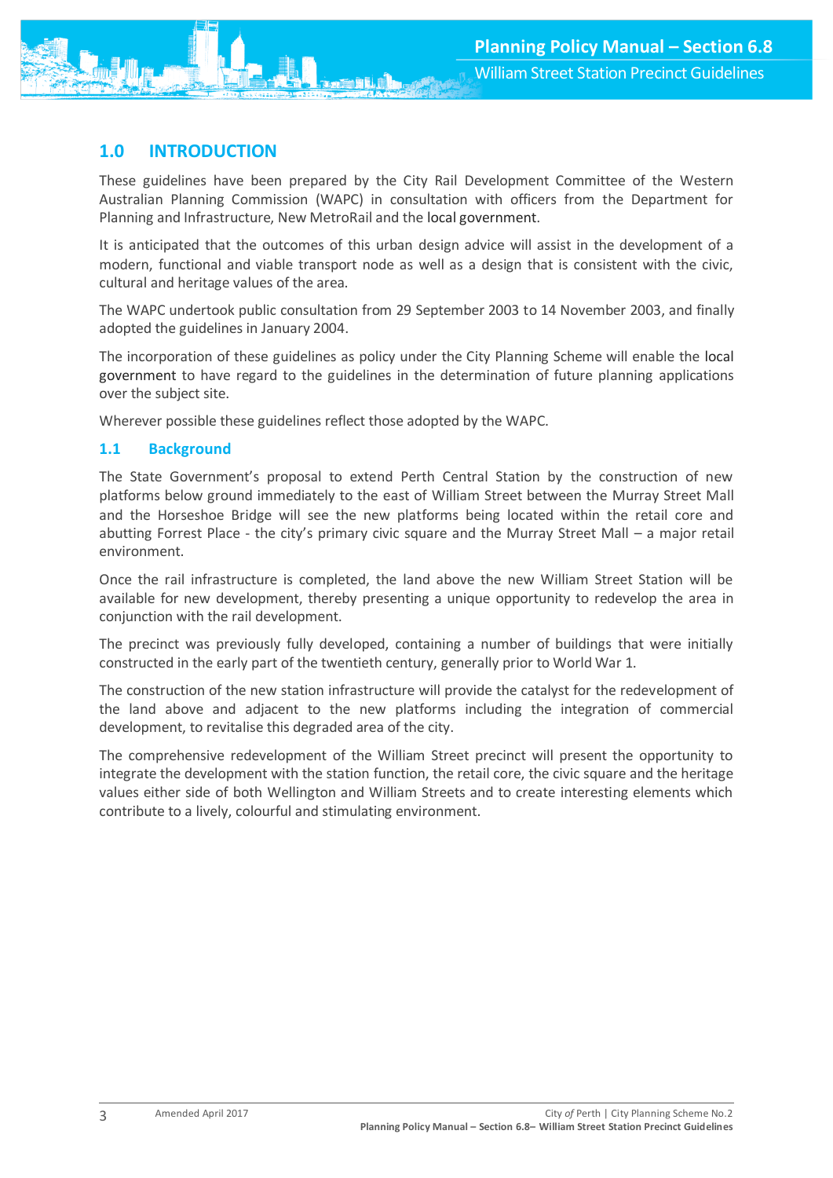# 1.0 INTRODUCTION

These guidelines have been prepared by the City Rail Development Committee of the Western Australian Planning Commission (WAPC) in consultation with officers from the Department for Planning and Infrastructure, New MetroRail and the local government.

It is anticipated that the outcomes of this urban design advice will assist in the development of a modern, functional and viable transport node as well as a design that is consistent with the civic, cultural and heritage values of the area.

The WAPC undertook public consultation from 29 September 2003 to 14 November 2003, and finally adopted the guidelines in January 2004.

The incorporation of these guidelines as policy under the City Planning Scheme will enable the local government to have regard to the guidelines in the determination of future planning applications over the subject site.

Wherever possible these guidelines reflect those adopted by the WAPC.

## 1.1 Background

The State Government's proposal to extend Perth Central Station by the construction of new platforms below ground immediately to the east of William Street between the Murray Street Mall and the Horseshoe Bridge will see the new platforms being located within the retail core and abutting Forrest Place - the city's primary civic square and the Murray Street Mall – a major retail environment.

Once the rail infrastructure is completed, the land above the new William Street Station will be available for new development, thereby presenting a unique opportunity to redevelop the area in conjunction with the rail development.

The precinct was previously fully developed, containing a number of buildings that were initially constructed in the early part of the twentieth century, generally prior to World War 1.

The construction of the new station infrastructure will provide the catalyst for the redevelopment of the land above and adjacent to the new platforms including the integration of commercial development, to revitalise this degraded area of the city.

The comprehensive redevelopment of the William Street precinct will present the opportunity to integrate the development with the station function, the retail core, the civic square and the heritage values either side of both Wellington and William Streets and to create interesting elements which contribute to a lively, colourful and stimulating environment.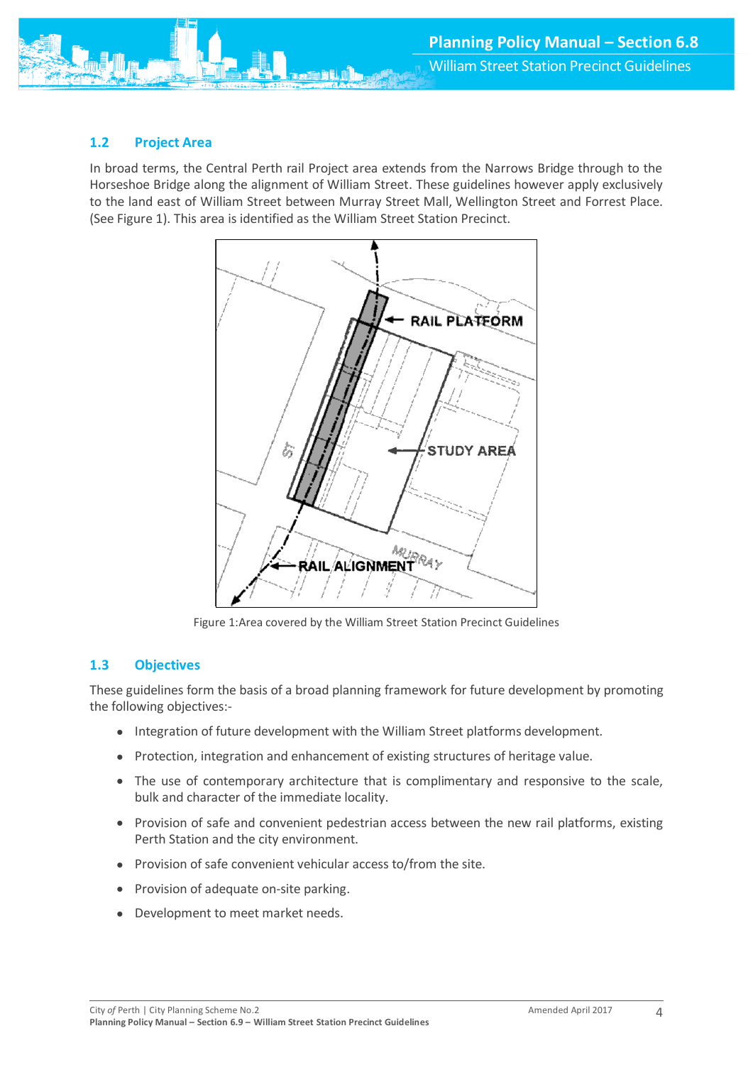## 1.2 Project Area

In broad terms, the Central Perth rail Project area extends from the Narrows Bridge through to the Horseshoe Bridge along the alignment of William Street. These guidelines however apply exclusively to the land east of William Street between Murray Street Mall, Wellington Street and Forrest Place. (See Figure 1). This area is identified as the William Street Station Precinct.

Figure 1:Area covered by the William Street Station Precinct Guidelines

## 1.3 Objectives

These guidelines form the basis of a broad planning framework for future development by promoting the following objectives:-

- Integration of future development with the William Street platforms development.
- Protection, integration and enhancement of existing structures of heritage value.
- The use of contemporary architecture that is complimentary and responsive to the scale, bulk and character of the immediate locality.
- Provision of safe and convenient pedestrian access between the new rail platforms, existing Perth Station and the city environment.
- Provision of safe convenient vehicular access to/from the site.
- Provision of adequate on-site parking.
- Development to meet market needs.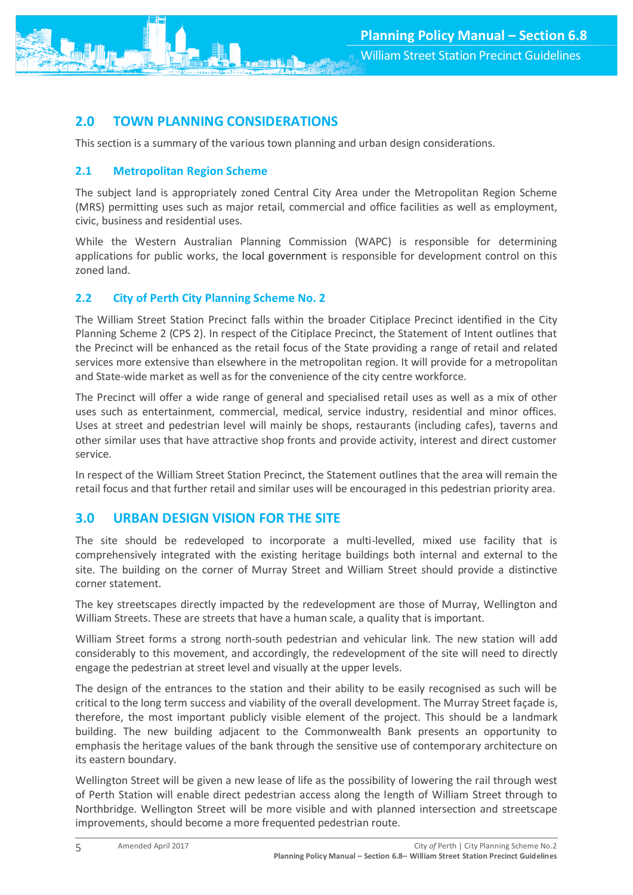## 2.0 TOWN PLANNING CONSIDERATIONS

This section is a summary of the various town planning and urban design considerations.

### 2.1 Metropolitan Region Scheme

The subject land is appropriately zoned Central City Area under the Metropolitan Region Scheme (MRS) permitting uses such as major retail, commercial and office facilities as well as employment, civic, business and residential uses.

While the Western Australian Planning Commission (WAPC) is responsible for determining applications for public works, the local government is responsible for development control on this zoned land.

### 2.2 City of Perth City Planning Scheme No. 2

The William Street Station Precinct falls within the broader Citiplace Precinct identified in the City Planning Scheme 2 (CPS 2). In respect of the Citiplace Precinct, the Statement of Intent outlines that the Precinct will be enhanced as the retail focus of the State providing a range of retail and related services more extensive than elsewhere in the metropolitan region. It will provide for a metropolitan and State-wide market as well as for the convenience of the city centre workforce.

The Precinct will offer a wide range of general and specialised retail uses as well as a mix of other uses such as entertainment, commercial, medical, service industry, residential and minor offices. Uses at street and pedestrian level will mainly be shops, restaurants (including cafes), taverns and other similar uses that have attractive shop fronts and provide activity, interest and direct customer service.

In respect of the William Street Station Precinct, the Statement outlines that the area will remain the retail focus and that further retail and similar uses will be encouraged in this pedestrian priority area.

## 3.0 URBAN DESIGN VISION FOR THE SITE

The site should be redeveloped to incorporate a multi-levelled, mixed use facility that is comprehensively integrated with the existing heritage buildings both internal and external to the site. The building on the corner of Murray Street and William Street should provide a distinctive corner statement.

The key streetscapes directly impacted by the redevelopment are those of Murray, Wellington and William Streets. These are streets that have a human scale, a quality that is important.

William Street forms a strong north-south pedestrian and vehicular link. The new station will add considerably to this movement, and accordingly, the redevelopment of the site will need to directly engage the pedestrian at street level and visually at the upper levels.

The design of the entrances to the station and their ability to be easily recognised as such will be critical to the long term success and viability of the overall development. The Murray Street façade is, therefore, the most important publicly visible element of the project. This should be a landmark building. The new building adjacent to the Commonwealth Bank presents an opportunity to emphasis the heritage values of the bank through the sensitive use of contemporary architecture on its eastern boundary.

Wellington Street will be given a new lease of life as the possibility of lowering the rail through west of Perth Station will enable direct pedestrian access along the length of William Street through to Northbridge. Wellington Street will be more visible and with planned intersection and streetscape improvements, should become a more frequented pedestrian route.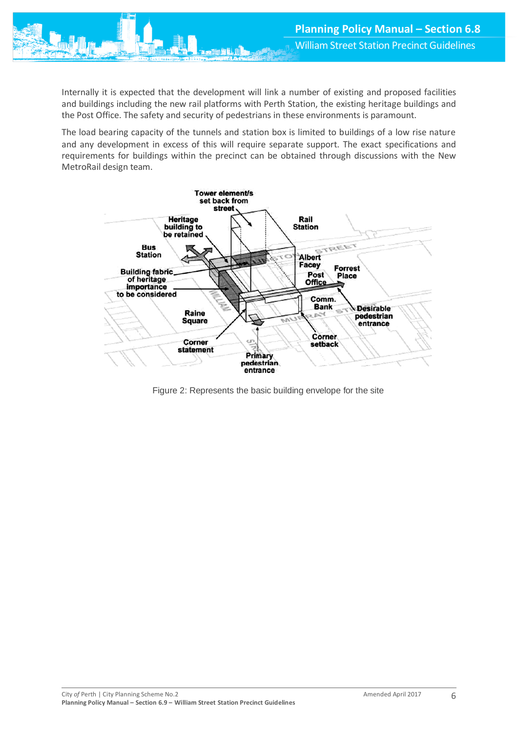Internally it is expected that the development will link a number of existing and proposed facilities and buildings including the new rail platforms with Perth Station, the existing heritage buildings and the Post Office. The safety and security of pedestrians in these environments is paramount.

The load bearing capacity of the tunnels and station box is limited to buildings of a low rise nature and any development in excess of this will require separate support. The exact specifications and requirements for buildings within the precinct can be obtained through discussions with the New MetroRail design team.

Figure 2: Represents the basic building envelope for the site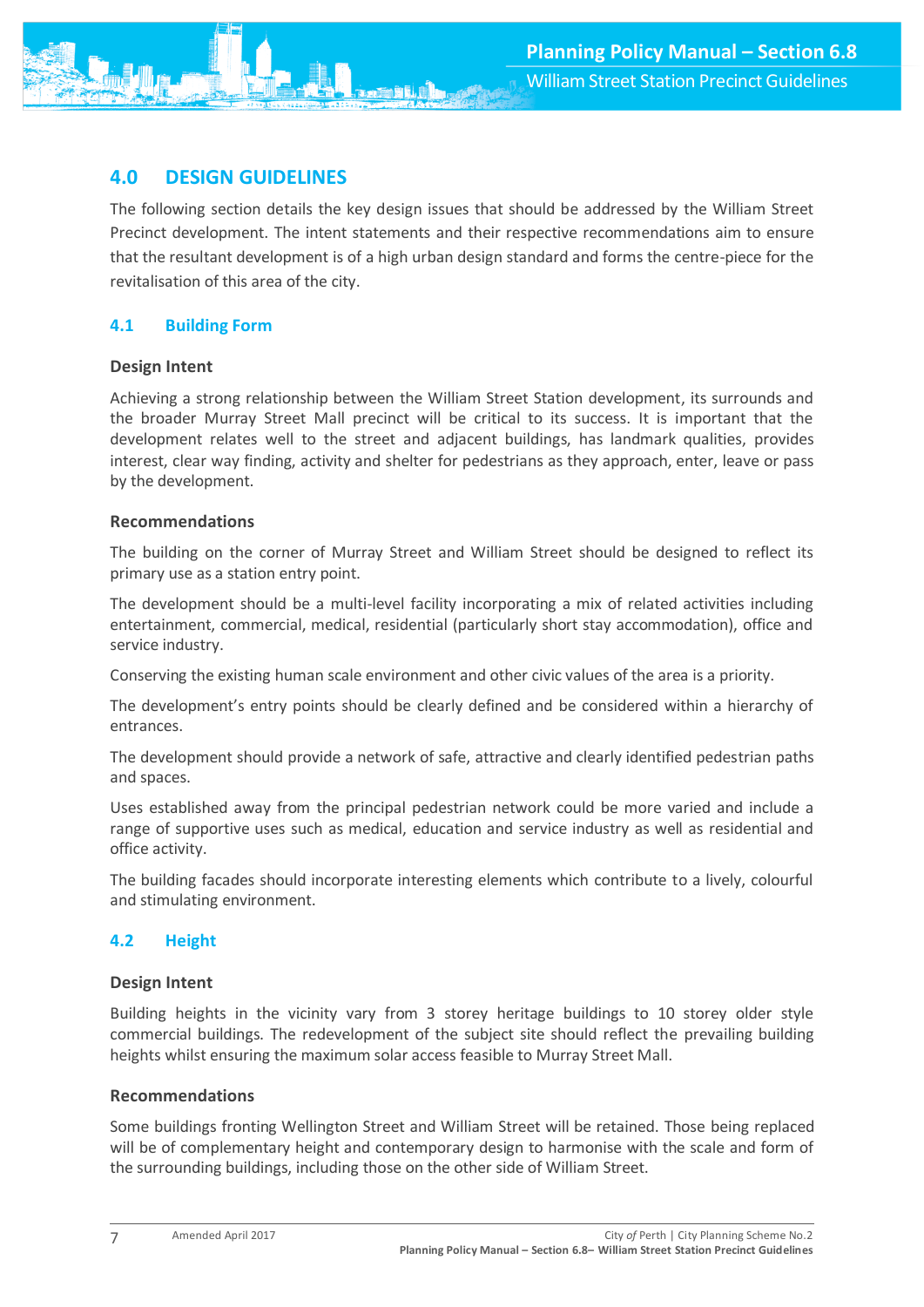## 4.0 DESIGN GUIDELINES

The following section details the key design issues that should be addressed by the William Street Precinct development. The intent statements and their respective recommendations aim to ensure that the resultant development is of a high urban design standard and forms the centre-piece for the revitalisation of this area of the city.

### 4.1 Building Form

**Design Intent**

Achieving a strong relationship between the William Street Station development, its surrounds and the broader Murray Street Mall precinct will be critical to its success. It is important that the development relates well to the street and adjacent buildings, has landmark qualities, provides interest, clear way finding, activity and shelter for pedestrians as they approach, enter, leave or pass by the development.

**Recommendations**

The building on the corner of Murray Street and William Street should be designed to reflect its primary use as a station entry point.

The development should be a multi-level facility incorporating a mix of related activities including entertainment, commercial, medical, residential (particularly short stay accommodation), office and service industry.

Conserving the existing human scale environment and other civic values of the area is a priority.

The development's entry points should be clearly defined and be considered within a hierarchy of entrances.

The development should provide a network of safe, attractive and clearly identified pedestrian paths and spaces.

Uses established away from the principal pedestrian network could be more varied and include a range of supportive uses such as medical, education and service industry as well as residential and office activity.

The building facades should incorporate interesting elements which contribute to a lively, colourful and stimulating environment.

### 4.2 Height

**Design Intent**

Building heights in the vicinity vary from 3 storey heritage buildings to 10 storey older style commercial buildings. The redevelopment of the subject site should reflect the prevailing building heights whilst ensuring the maximum solar access feasible to Murray Street Mall.

**Recommendations**

Some buildings fronting Wellington Street and William Street will be retained. Those being replaced will be of complementary height and contemporary design to harmonise with the scale and form of the surrounding buildings, including those on the other side of William Street.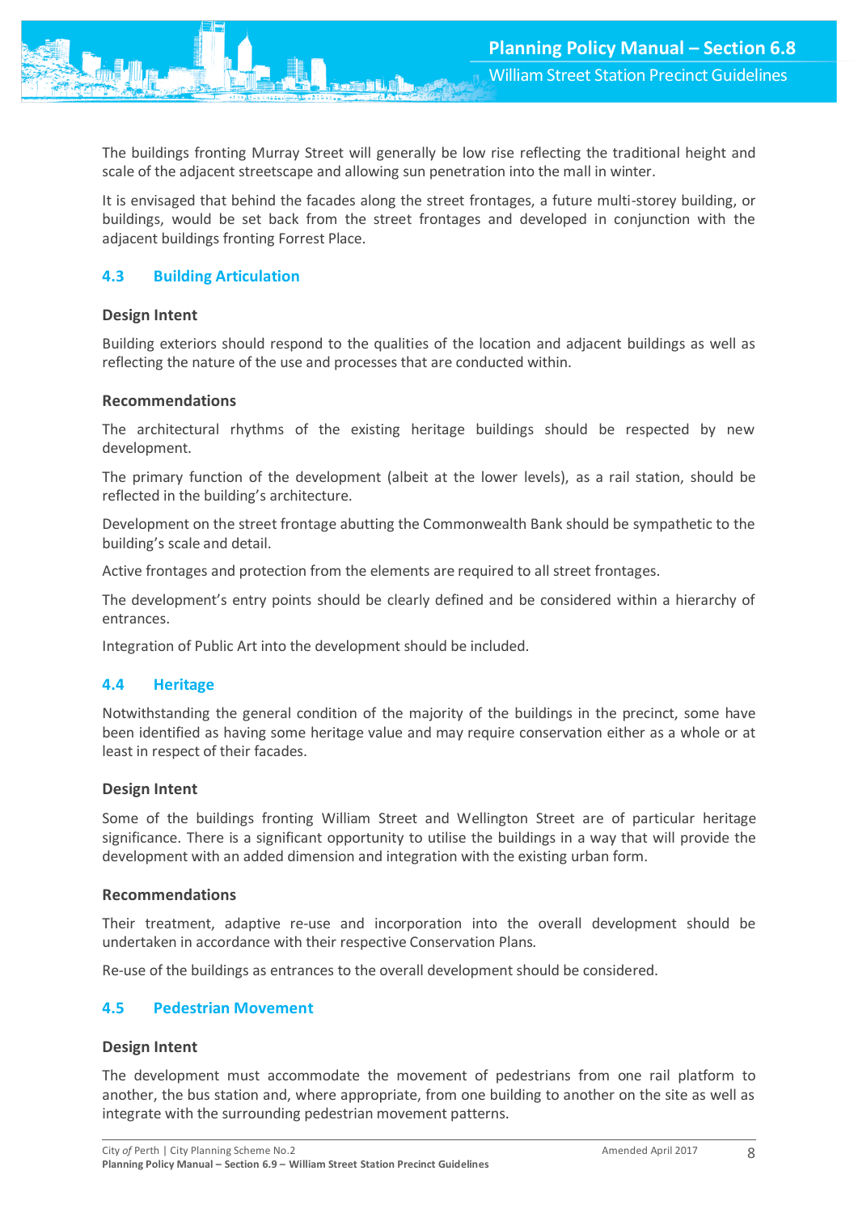The buildings fronting Murray Street will generally be low rise reflecting the traditional height and scale of the adjacent streetscape and allowing sun penetration into the mall in winter.

It is envisaged that behind the facades along the street frontages, a future multi-storey building, or buildings, would be set back from the street frontages and developed in conjunction with the adjacent buildings fronting Forrest Place.

## 4.3 Building Articulation

### Design Intent

Building exteriors should respond to the qualities of the location and adjacent buildings as well as reflecting the nature of the use and processes that are conducted within.

### Recommendations

The architectural rhythms of the existing heritage buildings should be respected by new development.

The primary function of the development (albeit at the lower levels), as a rail station, should be reflected in the building's architecture.

Development on the street frontage abutting the Commonwealth Bank should be sympathetic to the building's scale and detail.

Active frontages and protection from the elements are required to all street frontages.

The development's entry points should be clearly defined and be considered within a hierarchy of entrances.

Integration of Public Art into the development should be included.

## 4.4 Heritage

Notwithstanding the general condition of the majority of the buildings in the precinct, some have been identified as having some heritage value and may require conservation either as a whole or at least in respect of their facades.

### Design Intent

Some of the buildings fronting William Street and Wellington Street are of particular heritage significance. There is a significant opportunity to utilise the buildings in a way that will provide the development with an added dimension and integration with the existing urban form.

### Recommendations

Their treatment, adaptive re-use and incorporation into the overall development should be undertaken in accordance with their respective Conservation Plans.

Re-use of the buildings as entrances to the overall development should be considered.

## 4.5 Pedestrian Movement

### Design Intent

The development must accommodate the movement of pedestrians from one rail platform to another, the bus station and, where appropriate, from one building to another on the site as well as integrate with the surrounding pedestrian movement patterns.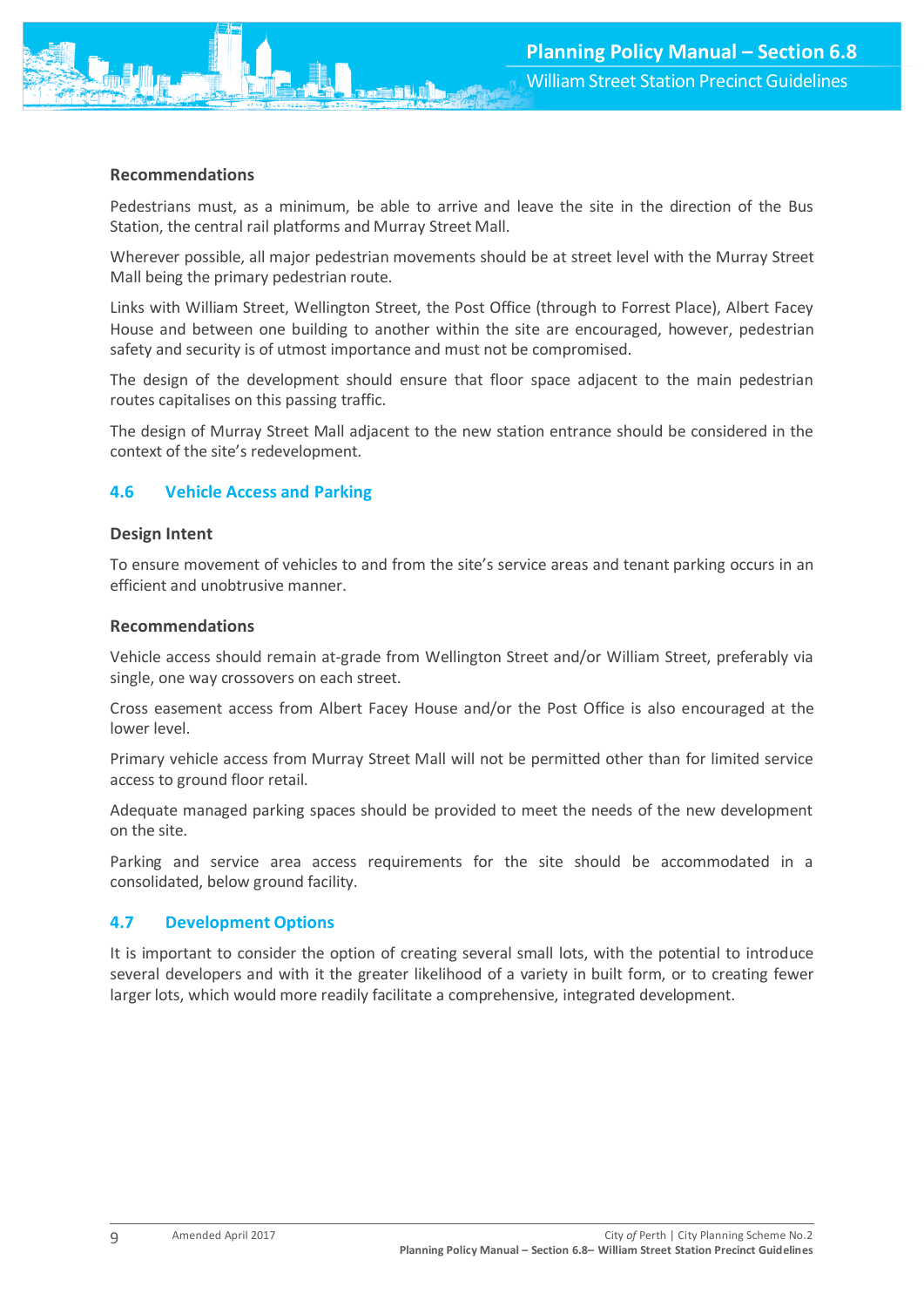### Recommendations

Pedestrians must, as a minimum, be able to arrive and leave the site in the direction of the Bus Station, the central rail platforms and Murray Street Mall.

Wherever possible, all major pedestrian movements should be at street level with the Murray Street Mall being the primary pedestrian route.

Links with William Street, Wellington Street, the Post Office (through to Forrest Place), Albert Facey House and between one building to another within the site are encouraged, however, pedestrian safety and security is of utmost importance and must not be compromised.

The design of the development should ensure that floor space adjacent to the main pedestrian routes capitalises on this passing traffic.

The design of Murray Street Mall adjacent to the new station entrance should be considered in the context of the site's redevelopment.

## 4.6 Vehicle Access and Parking

### Design Intent

To ensure movement of vehicles to and from the site's service areas and tenant parking occurs in an efficient and unobtrusive manner.

### Recommendations

Vehicle access should remain at-grade from Wellington Street and/or William Street, preferably via single, one way crossovers on each street.

Cross easement access from Albert Facey House and/or the Post Office is also encouraged at the lower level.

Primary vehicle access from Murray Street Mall will not be permitted other than for limited service access to ground floor retail.

Adequate managed parking spaces should be provided to meet the needs of the new development on the site.

Parking and service area access requirements for the site should be accommodated in a consolidated, below ground facility.

## 4.7 Development Options

It is important to consider the option of creating several small lots, with the potential to introduce several developers and with it the greater likelihood of a variety in built form, or to creating fewer larger lots, which would more readily facilitate a comprehensive, integrated development.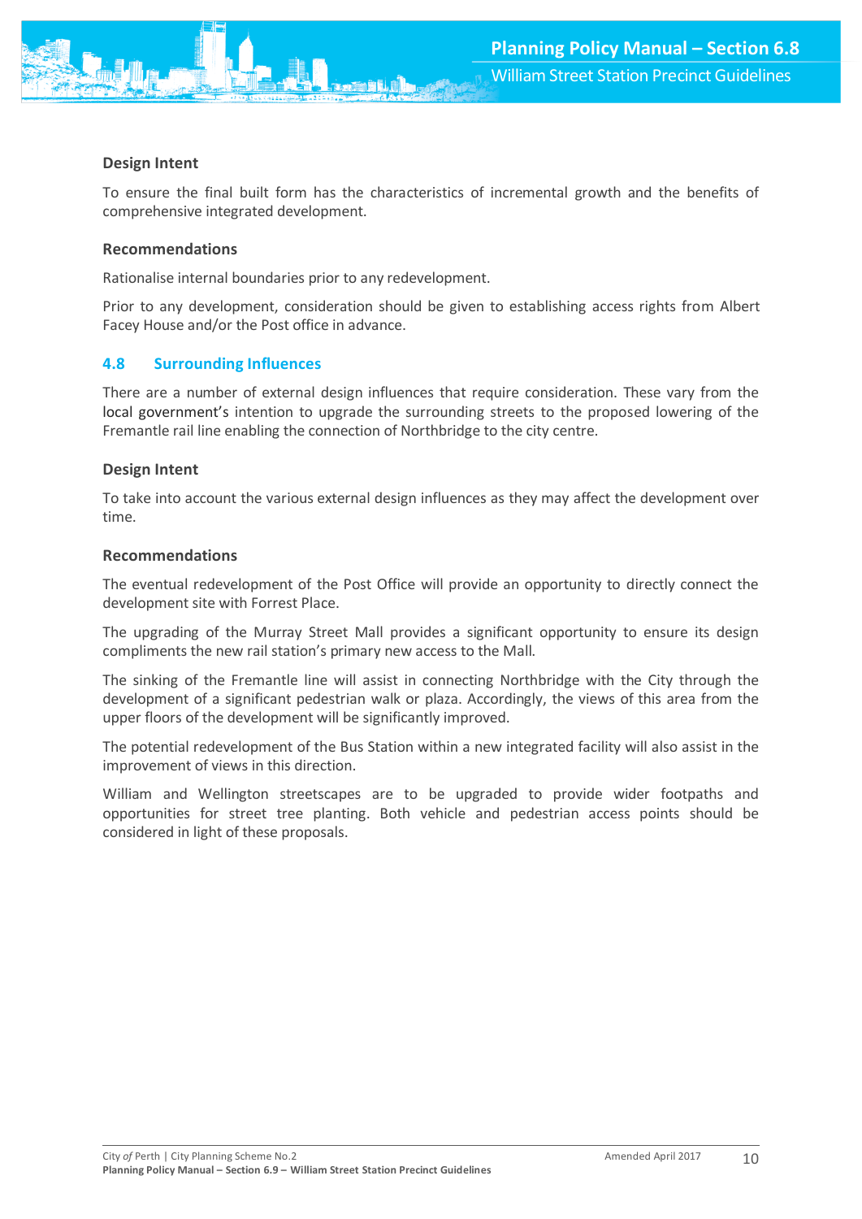### Design Intent

To ensure the final built form has the characteristics of incremental growth and the benefits of comprehensive integrated development.

### Recommendations

Rationalise internal boundaries prior to any redevelopment.

Prior to any development, consideration should be given to establishing access rights from Albert Facey House and/or the Post office in advance.

## 4.8 Surrounding Influences

There are a number of external design influences that require consideration. These vary from the local government's intention to upgrade the surrounding streets to the proposed lowering of the Fremantle rail line enabling the connection of Northbridge to the city centre.

### Design Intent

To take into account the various external design influences as they may affect the development over time.

### Recommendations

The eventual redevelopment of the Post Office will provide an opportunity to directly connect the development site with Forrest Place.

The upgrading of the Murray Street Mall provides a significant opportunity to ensure its design compliments the new rail station's primary new access to the Mall.

The sinking of the Fremantle line will assist in connecting Northbridge with the City through the development of a significant pedestrian walk or plaza. Accordingly, the views of this area from the upper floors of the development will be significantly improved.

The potential redevelopment of the Bus Station within a new integrated facility will also assist in the improvement of views in this direction.

William and Wellington streetscapes are to be upgraded to provide wider footpaths and opportunities for street tree planting. Both vehicle and pedestrian access points should be considered in light of these proposals.